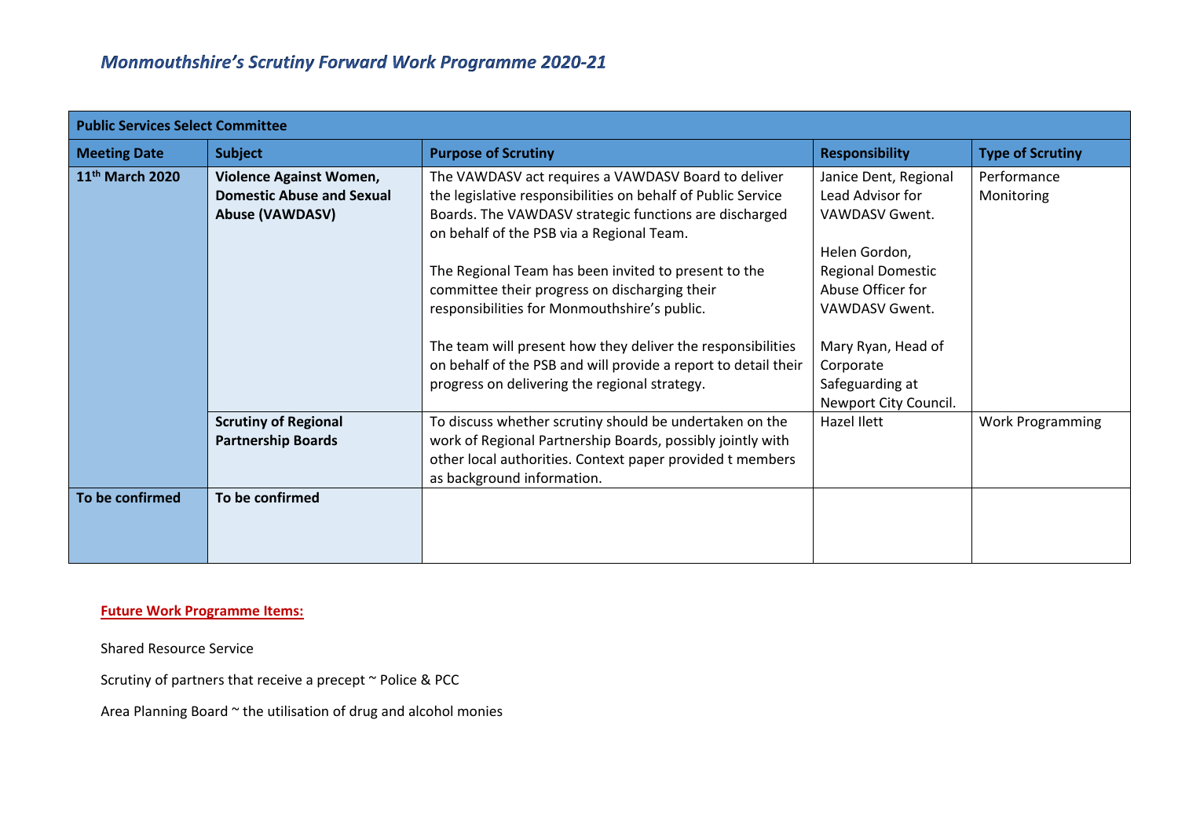# *Monmouthshire's Scrutiny Forward Work Programme 2020-21*

| **Public Services Select Committee** | | | | |
|---|---|---|---|---|
| **Meeting Date** | **Subject** | **Purpose of Scrutiny** | **Responsibility** | **Type of Scrutiny** |
| **11th March 2020** | **Violence Against Women, Domestic Abuse and Sexual Abuse (VAWDASV)** | The VAWDASV act requires a VAWDASV Board to deliver the legislative responsibilities on behalf of Public Service Boards. The VAWDASV strategic functions are discharged on behalf of the PSB via a Regional Team.<br><br>The Regional Team has been invited to present to the committee their progress on discharging their responsibilities for Monmouthshire's public.<br><br>The team will present how they deliver the responsibilities on behalf of the PSB and will provide a report to detail their progress on delivering the regional strategy. | Janice Dent, Regional Lead Advisor for VAWDASV Gwent.<br><br>Helen Gordon, Regional Domestic Abuse Officer for VAWDASV Gwent.<br><br>Mary Ryan, Head of Corporate Safeguarding at Newport City Council. | Performance Monitoring |
| | **Scrutiny of Regional Partnership Boards** | To discuss whether scrutiny should be undertaken on the work of Regional Partnership Boards, possibly jointly with other local authorities. Context paper provided t members as background information. | Hazel Ilett | Work Programming |
| **To be confirmed** | **To be confirmed** | | | |

**Future Work Programme Items:**

Shared Resource Service

Scrutiny of partners that receive a precept ~ Police & PCC

Area Planning Board ~ the utilisation of drug and alcohol monies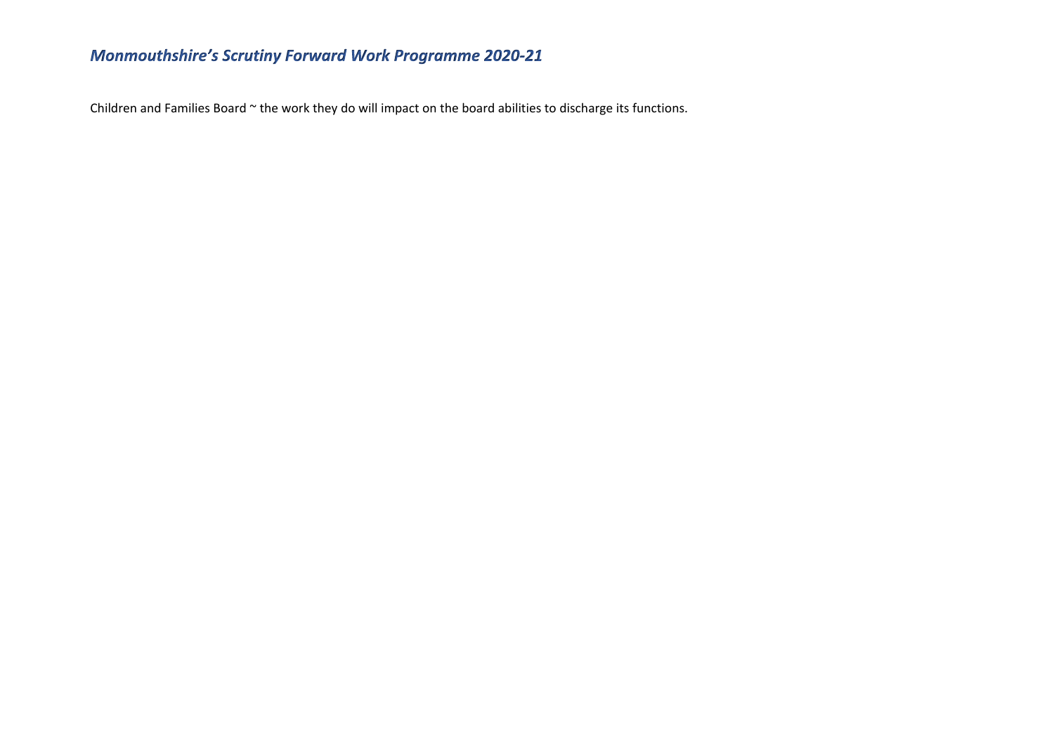# *Monmouthshire's Scrutiny Forward Work Programme 2020-21*

Children and Families Board ~ the work they do will impact on the board abilities to discharge its functions.